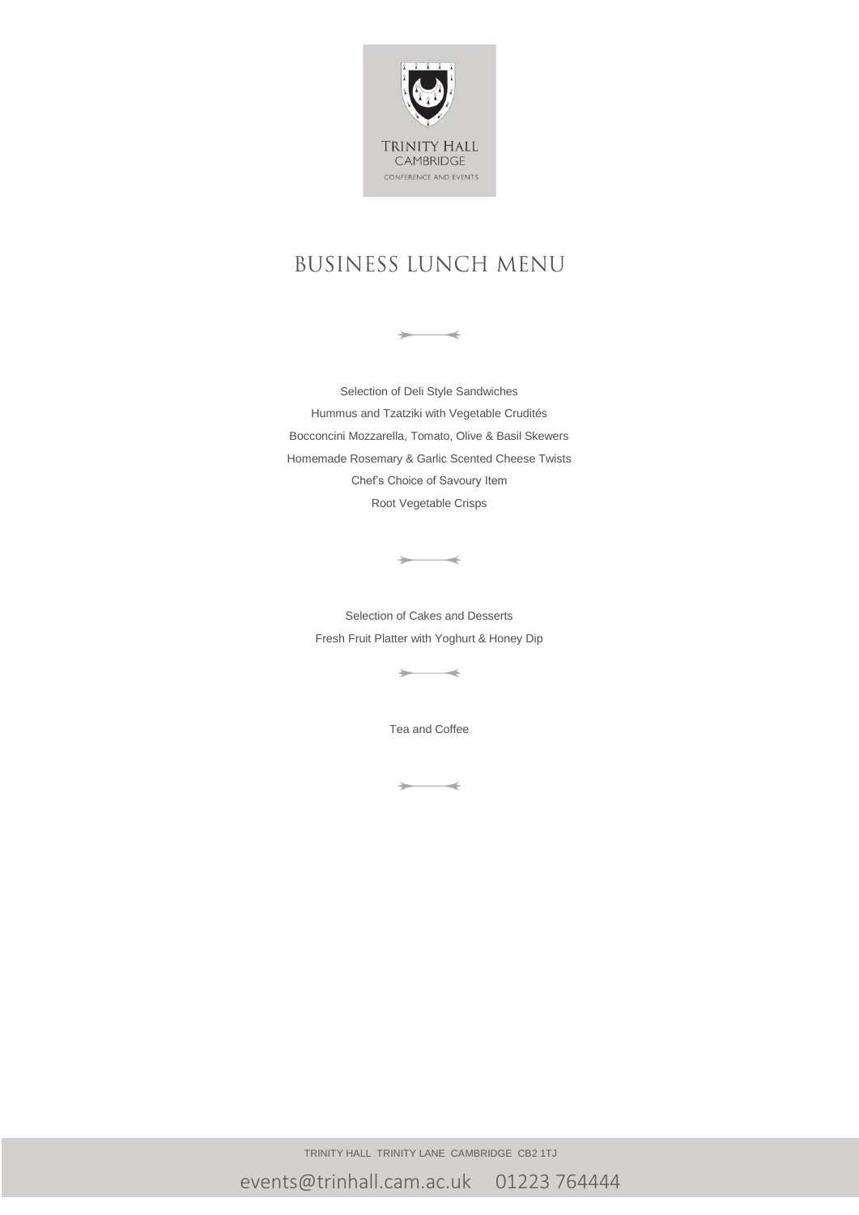TRINITY HALL
CAMBRIDGE
CONFERENCE AND EVENTS

# BUSINESS LUNCH MENU

Selection of Deli Style Sandwiches

Hummus and Tzatziki with Vegetable Crudités

Bocconcini Mozzarella, Tomato, Olive & Basil Skewers

Homemade Rosemary & Garlic Scented Cheese Twists

Chef's Choice of Savoury Item

Root Vegetable Crisps

Selection of Cakes and Desserts

Fresh Fruit Platter with Yoghurt & Honey Dip

Tea and Coffee

TRINITY HALL TRINITY LANE CAMBRIDGE CB2 1TJ

events@trinhall.cam.ac.uk 01223 764444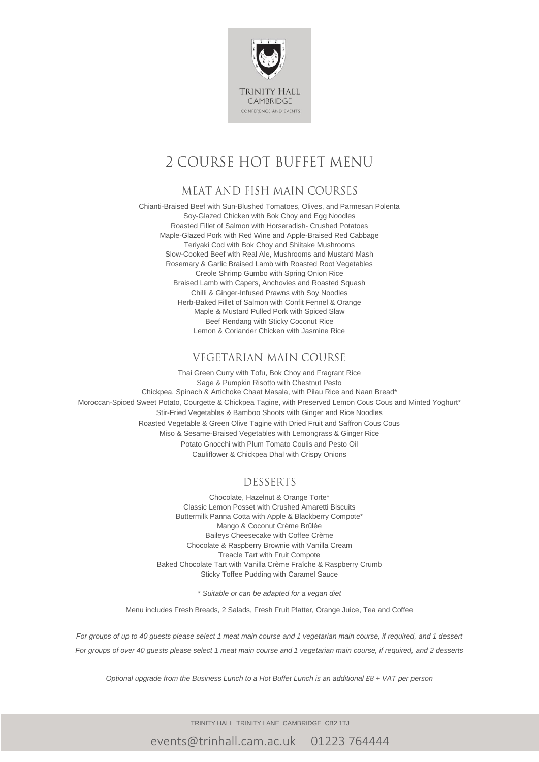TRINITY HALL
CAMBRIDGE
CONFERENCE AND EVENTS

# 2 COURSE HOT BUFFET MENU

## MEAT AND FISH MAIN COURSES

Chianti-Braised Beef with Sun-Blushed Tomatoes, Olives, and Parmesan Polenta
Soy-Glazed Chicken with Bok Choy and Egg Noodles
Roasted Fillet of Salmon with Horseradish- Crushed Potatoes
Maple-Glazed Pork with Red Wine and Apple-Braised Red Cabbage
Teriyaki Cod with Bok Choy and Shiitake Mushrooms
Slow-Cooked Beef with Real Ale, Mushrooms and Mustard Mash
Rosemary & Garlic Braised Lamb with Roasted Root Vegetables
Creole Shrimp Gumbo with Spring Onion Rice
Braised Lamb with Capers, Anchovies and Roasted Squash
Chilli & Ginger-Infused Prawns with Soy Noodles
Herb-Baked Fillet of Salmon with Confit Fennel & Orange
Maple & Mustard Pulled Pork with Spiced Slaw
Beef Rendang with Sticky Coconut Rice
Lemon & Coriander Chicken with Jasmine Rice

## VEGETARIAN MAIN COURSE

Thai Green Curry with Tofu, Bok Choy and Fragrant Rice
Sage & Pumpkin Risotto with Chestnut Pesto
Chickpea, Spinach & Artichoke Chaat Masala, with Pilau Rice and Naan Bread*
Moroccan-Spiced Sweet Potato, Courgette & Chickpea Tagine, with Preserved Lemon Cous Cous and Minted Yoghurt*
Stir-Fried Vegetables & Bamboo Shoots with Ginger and Rice Noodles
Roasted Vegetable & Green Olive Tagine with Dried Fruit and Saffron Cous Cous
Miso & Sesame-Braised Vegetables with Lemongrass & Ginger Rice
Potato Gnocchi with Plum Tomato Coulis and Pesto Oil
Cauliflower & Chickpea Dhal with Crispy Onions

## DESSERTS

Chocolate, Hazelnut & Orange Torte*
Classic Lemon Posset with Crushed Amaretti Biscuits
Buttermilk Panna Cotta with Apple & Blackberry Compote*
Mango & Coconut Crème Brûlée
Baileys Cheesecake with Coffee Crème
Chocolate & Raspberry Brownie with Vanilla Cream
Treacle Tart with Fruit Compote
Baked Chocolate Tart with Vanilla Crème Fraîche & Raspberry Crumb
Sticky Toffee Pudding with Caramel Sauce

*\* Suitable or can be adapted for a vegan diet*

Menu includes Fresh Breads, 2 Salads, Fresh Fruit Platter, Orange Juice, Tea and Coffee

*For groups of up to 40 guests please select 1 meat main course and 1 vegetarian main course, if required, and 1 dessert*

*For groups of over 40 guests please select 1 meat main course and 1 vegetarian main course, if required, and 2 desserts*

*Optional upgrade from the Business Lunch to a Hot Buffet Lunch is an additional £8 + VAT per person*

TRINITY HALL TRINITY LANE CAMBRIDGE CB2 1TJ

events@trinhall.cam.ac.uk 01223 764444